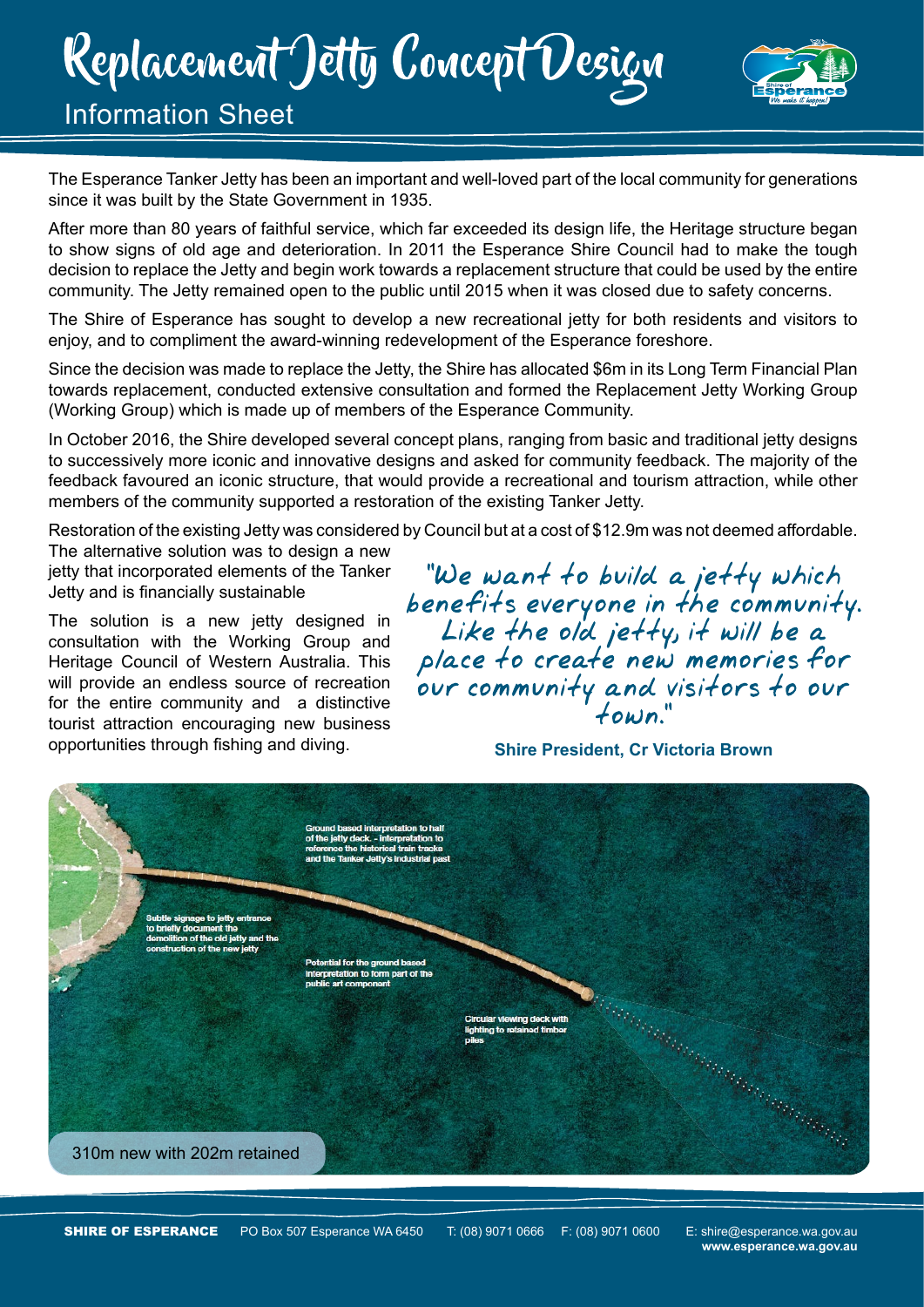# Replacement Jetty Concept Design

## Information Sheet

The Esperance Tanker Jetty has been an important and well-loved part of the local community for generations since it was built by the State Government in 1935.

After more than 80 years of faithful service, which far exceeded its design life, the Heritage structure began to show signs of old age and deterioration. In 2011 the Esperance Shire Council had to make the tough decision to replace the Jetty and begin work towards a replacement structure that could be used by the entire community. The Jetty remained open to the public until 2015 when it was closed due to safety concerns.

The Shire of Esperance has sought to develop a new recreational jetty for both residents and visitors to enjoy, and to compliment the award-winning redevelopment of the Esperance foreshore.

Since the decision was made to replace the Jetty, the Shire has allocated $6m in its Long Term Financial Plan towards replacement, conducted extensive consultation and formed the Replacement Jetty Working Group (Working Group) which is made up of members of the Esperance Community.

In October 2016, the Shire developed several concept plans, ranging from basic and traditional jetty designs to successively more iconic and innovative designs and asked for community feedback. The majority of the feedback favoured an iconic structure, that would provide a recreational and tourism attraction, while other members of the community supported a restoration of the existing Tanker Jetty.

Restoration of the existing Jetty was considered by Council but at a cost of $12.9m was not deemed affordable. The alternative solution was to design a new jetty that incorporated elements of the Tanker Jetty and is financially sustainable

The solution is a new jetty designed in consultation with the Working Group and Heritage Council of Western Australia. This will provide an endless source of recreation for the entire community and a distinctive tourist attraction encouraging new business opportunities through fishing and diving.

*"We want to build a jetty which benefits everyone in the community. Like the old jetty, it will be a place to create new memories for our community and visitors to our town."*

**Shire President, Cr Victoria Brown**

Ground based interpretation to half of the jetty deck - interpretation to reference the historical train tracks and the Tanker Jetty's industrial past

Subtle signage to jetty entrance to briefly document the demolition of the old jetty and the construction of the new jetty

Potential for the ground based interpretation to form part of the public art component

Circular viewing deck with lighting to retained timber piles

310m new with 202m retained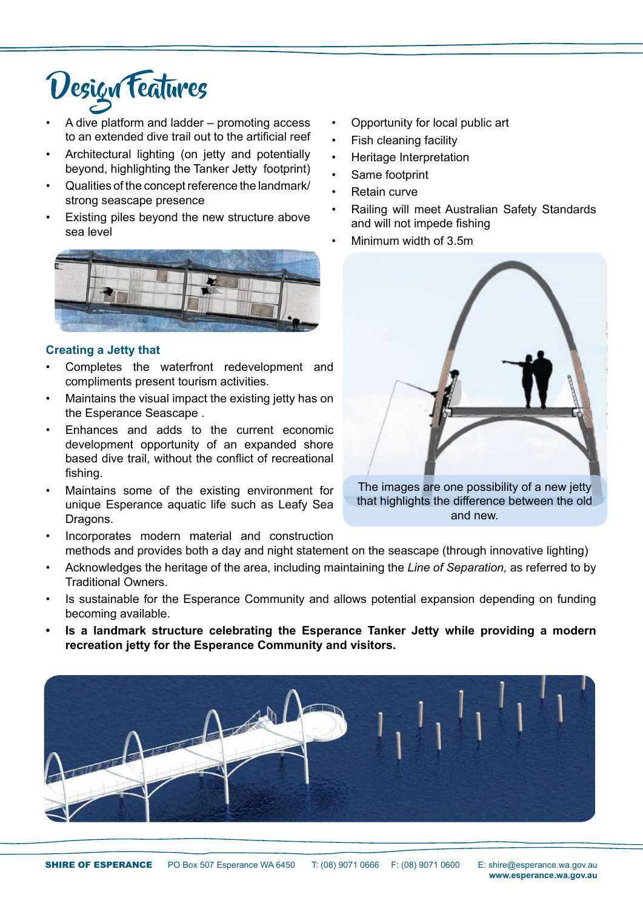# Design Features

- A dive platform and ladder – promoting access to an extended dive trail out to the artificial reef
- Architectural lighting (on jetty and potentially beyond, highlighting the Tanker Jetty footprint)
- Qualities of the concept reference the landmark/ strong seascape presence
- Existing piles beyond the new structure above sea level
- Opportunity for local public art
- Fish cleaning facility
- Heritage Interpretation
- Same footprint
- Retain curve
- Railing will meet Australian Safety Standards and will not impede fishing
- Minimum width of 3.5m

### Creating a Jetty that

- Completes the waterfront redevelopment and compliments present tourism activities.
- Maintains the visual impact the existing jetty has on the Esperance Seascape .
- Enhances and adds to the current economic development opportunity of an expanded shore based dive trail, without the conflict of recreational fishing.
- Maintains some of the existing environment for unique Esperance aquatic life such as Leafy Sea Dragons.
- Incorporates modern material and construction methods and provides both a day and night statement on the seascape (through innovative lighting)
- Acknowledges the heritage of the area, including maintaining the *Line of Separation,* as referred to by Traditional Owners.
- Is sustainable for the Esperance Community and allows potential expansion depending on funding becoming available.
- **Is a landmark structure celebrating the Esperance Tanker Jetty while providing a modern recreation jetty for the Esperance Community and visitors.**

The images are one possibility of a new jetty that highlights the difference between the old and new.

**SHIRE OF ESPERANCE** PO Box 507 Esperance WA 6450 T: (08) 9071 0666 F: (08) 9071 0600 E: shire@esperance.wa.gov.au **www.esperance.wa.gov.au**